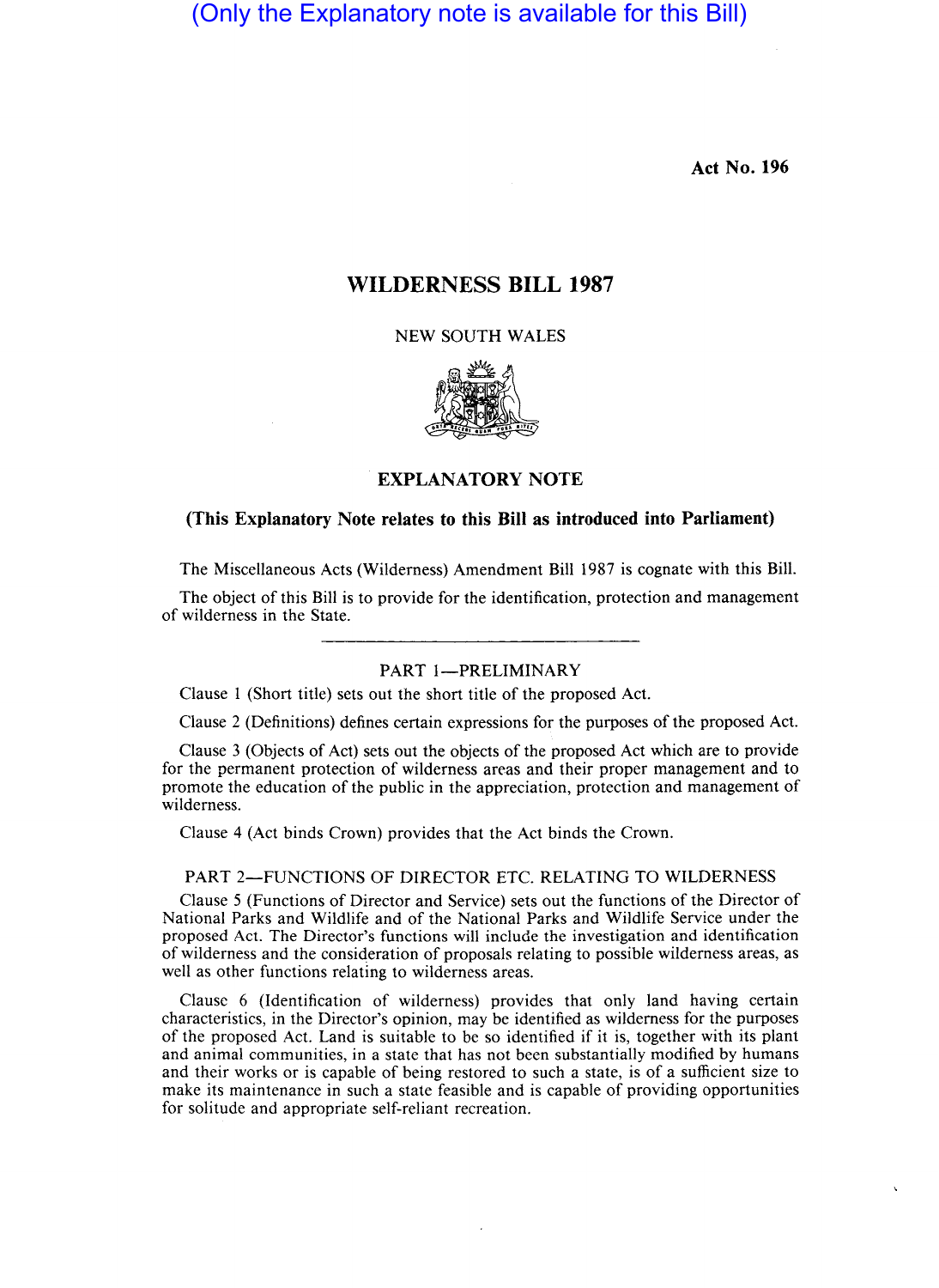(Only the Explanatory note is available for this Bill)

Act No. 196

# WILDERNESS BILL 1987

NEW SOUTH WALES

## EXPLANATORY NOTE

**(This Explanatory Note relates to this Bill as introduced into Parliament)**

The Miscellaneous Acts (Wilderness) Amendment Bill 1987 is cognate with this Bill.

The object of this Bill is to provide for the identification, protection and management of wilderness in the State.

---

### PART 1—PRELIMINARY

Clause 1 (Short title) sets out the short title of the proposed Act.

Clause 2 (Definitions) defines certain expressions for the purposes of the proposed Act.

Clause 3 (Objects of Act) sets out the objects of the proposed Act which are to provide for the permanent protection of wilderness areas and their proper management and to promote the education of the public in the appreciation, protection and management of wilderness.

Clause 4 (Act binds Crown) provides that the Act binds the Crown.

### PART 2—FUNCTIONS OF DIRECTOR ETC. RELATING TO WILDERNESS

Clause 5 (Functions of Director and Service) sets out the functions of the Director of National Parks and Wildlife and of the National Parks and Wildlife Service under the proposed Act. The Director's functions will include the investigation and identification of wilderness and the consideration of proposals relating to possible wilderness areas, as well as other functions relating to wilderness areas.

Clause 6 (Identification of wilderness) provides that only land having certain characteristics, in the Director's opinion, may be identified as wilderness for the purposes of the proposed Act. Land is suitable to be so identified if it is, together with its plant and animal communities, in a state that has not been substantially modified by humans and their works or is capable of being restored to such a state, is of a sufficient size to make its maintenance in such a state feasible and is capable of providing opportunities for solitude and appropriate self-reliant recreation.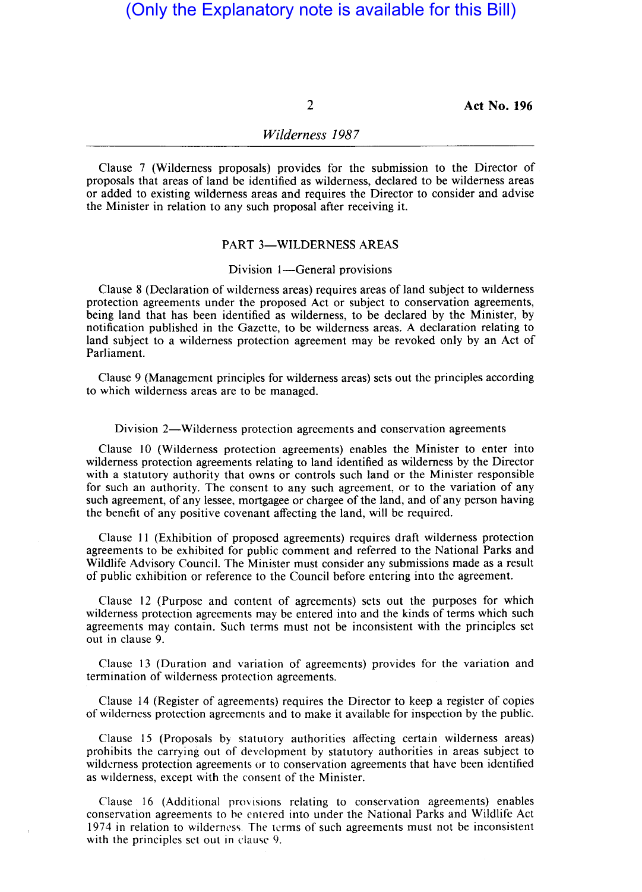(Only the Explanatory note is available for this Bill)

Clause 7 (Wilderness proposals) provides for the submission to the Director of proposals that areas of land be identified as wilderness, declared to be wilderness areas or added to existing wilderness areas and requires the Director to consider and advise the Minister in relation to any such proposal after receiving it.

## PART 3—WILDERNESS AREAS

### Division 1—General provisions

Clause 8 (Declaration of wilderness areas) requires areas of land subject to wilderness protection agreements under the proposed Act or subject to conservation agreements, being land that has been identified as wilderness, to be declared by the Minister, by notification published in the Gazette, to be wilderness areas. A declaration relating to land subject to a wilderness protection agreement may be revoked only by an Act of Parliament.

Clause 9 (Management principles for wilderness areas) sets out the principles according to which wilderness areas are to be managed.

### Division 2—Wilderness protection agreements and conservation agreements

Clause 10 (Wilderness protection agreements) enables the Minister to enter into wilderness protection agreements relating to land identified as wilderness by the Director with a statutory authority that owns or controls such land or the Minister responsible for such an authority. The consent to any such agreement, or to the variation of any such agreement, of any lessee, mortgagee or chargee of the land, and of any person having the benefit of any positive covenant affecting the land, will be required.

Clause 11 (Exhibition of proposed agreements) requires draft wilderness protection agreements to be exhibited for public comment and referred to the National Parks and Wildlife Advisory Council. The Minister must consider any submissions made as a result of public exhibition or reference to the Council before entering into the agreement.

Clause 12 (Purpose and content of agreements) sets out the purposes for which wilderness protection agreements may be entered into and the kinds of terms which such agreements may contain. Such terms must not be inconsistent with the principles set out in clause 9.

Clause 13 (Duration and variation of agreements) provides for the variation and termination of wilderness protection agreements.

Clause 14 (Register of agreements) requires the Director to keep a register of copies of wilderness protection agreements and to make it available for inspection by the public.

Clause 15 (Proposals by statutory authorities affecting certain wilderness areas) prohibits the carrying out of development by statutory authorities in areas subject to wilderness protection agreements or to conservation agreements that have been identified as wilderness, except with the consent of the Minister.

Clause 16 (Additional provisions relating to conservation agreements) enables conservation agreements to be entered into under the National Parks and Wildlife Act 1974 in relation to wilderness. The terms of such agreements must not be inconsistent with the principles set out in clause 9.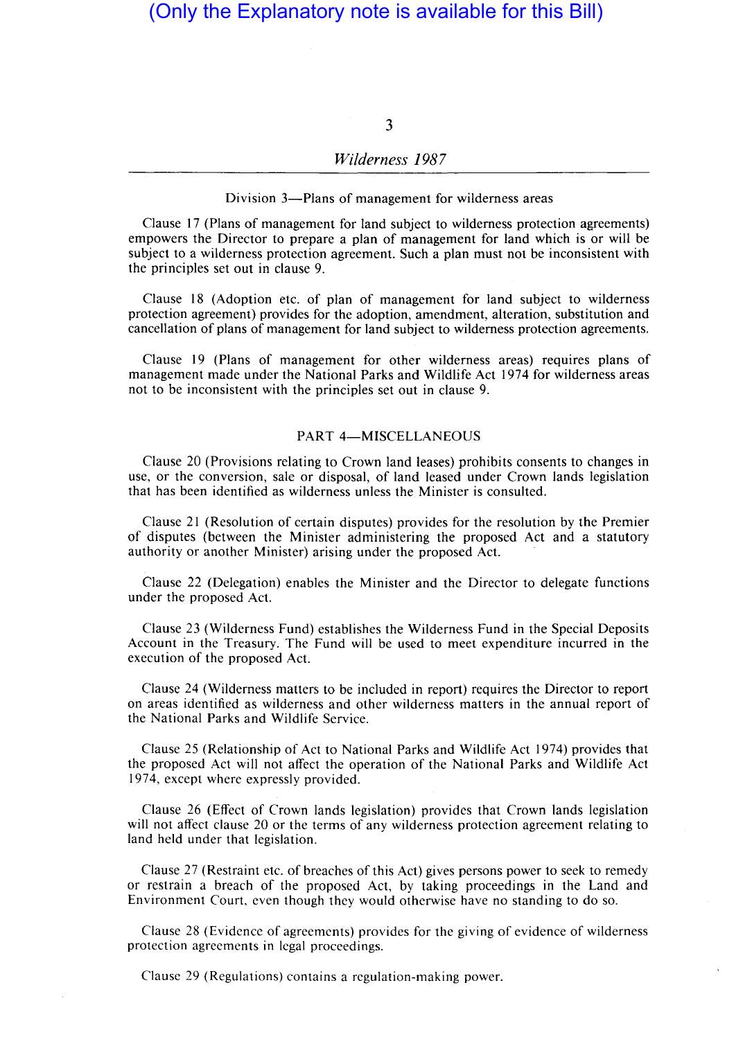(Only the Explanatory note is available for this Bill)

Division 3—Plans of management for wilderness areas

Clause 17 (Plans of management for land subject to wilderness protection agreements) empowers the Director to prepare a plan of management for land which is or will be subject to a wilderness protection agreement. Such a plan must not be inconsistent with the principles set out in clause 9.

Clause 18 (Adoption etc. of plan of management for land subject to wilderness protection agreement) provides for the adoption, amendment, alteration, substitution and cancellation of plans of management for land subject to wilderness protection agreements.

Clause 19 (Plans of management for other wilderness areas) requires plans of management made under the National Parks and Wildlife Act 1974 for wilderness areas not to be inconsistent with the principles set out in clause 9.

## PART 4—MISCELLANEOUS

Clause 20 (Provisions relating to Crown land leases) prohibits consents to changes in use, or the conversion, sale or disposal, of land leased under Crown lands legislation that has been identified as wilderness unless the Minister is consulted.

Clause 21 (Resolution of certain disputes) provides for the resolution by the Premier of disputes (between the Minister administering the proposed Act and a statutory authority or another Minister) arising under the proposed Act.

Clause 22 (Delegation) enables the Minister and the Director to delegate functions under the proposed Act.

Clause 23 (Wilderness Fund) establishes the Wilderness Fund in the Special Deposits Account in the Treasury. The Fund will be used to meet expenditure incurred in the execution of the proposed Act.

Clause 24 (Wilderness matters to be included in report) requires the Director to report on areas identified as wilderness and other wilderness matters in the annual report of the National Parks and Wildlife Service.

Clause 25 (Relationship of Act to National Parks and Wildlife Act 1974) provides that the proposed Act will not affect the operation of the National Parks and Wildlife Act 1974, except where expressly provided.

Clause 26 (Effect of Crown lands legislation) provides that Crown lands legislation will not affect clause 20 or the terms of any wilderness protection agreement relating to land held under that legislation.

Clause 27 (Restraint etc. of breaches of this Act) gives persons power to seek to remedy or restrain a breach of the proposed Act, by taking proceedings in the Land and Environment Court, even though they would otherwise have no standing to do so.

Clause 28 (Evidence of agreements) provides for the giving of evidence of wilderness protection agreements in legal proceedings.

Clause 29 (Regulations) contains a regulation-making power.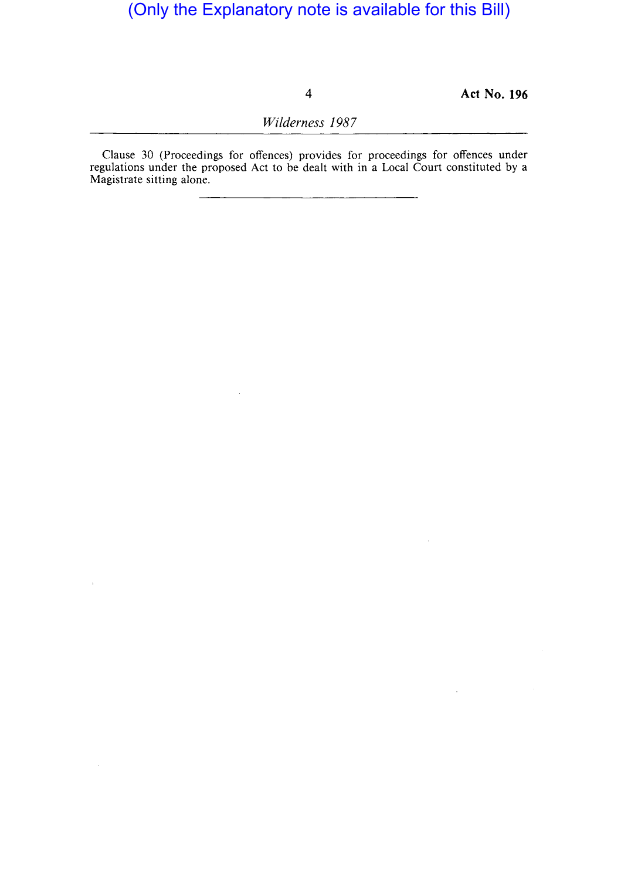Clause 30 (Proceedings for offences) provides for proceedings for offences under regulations under the proposed Act to be dealt with in a Local Court constituted by a Magistrate sitting alone.